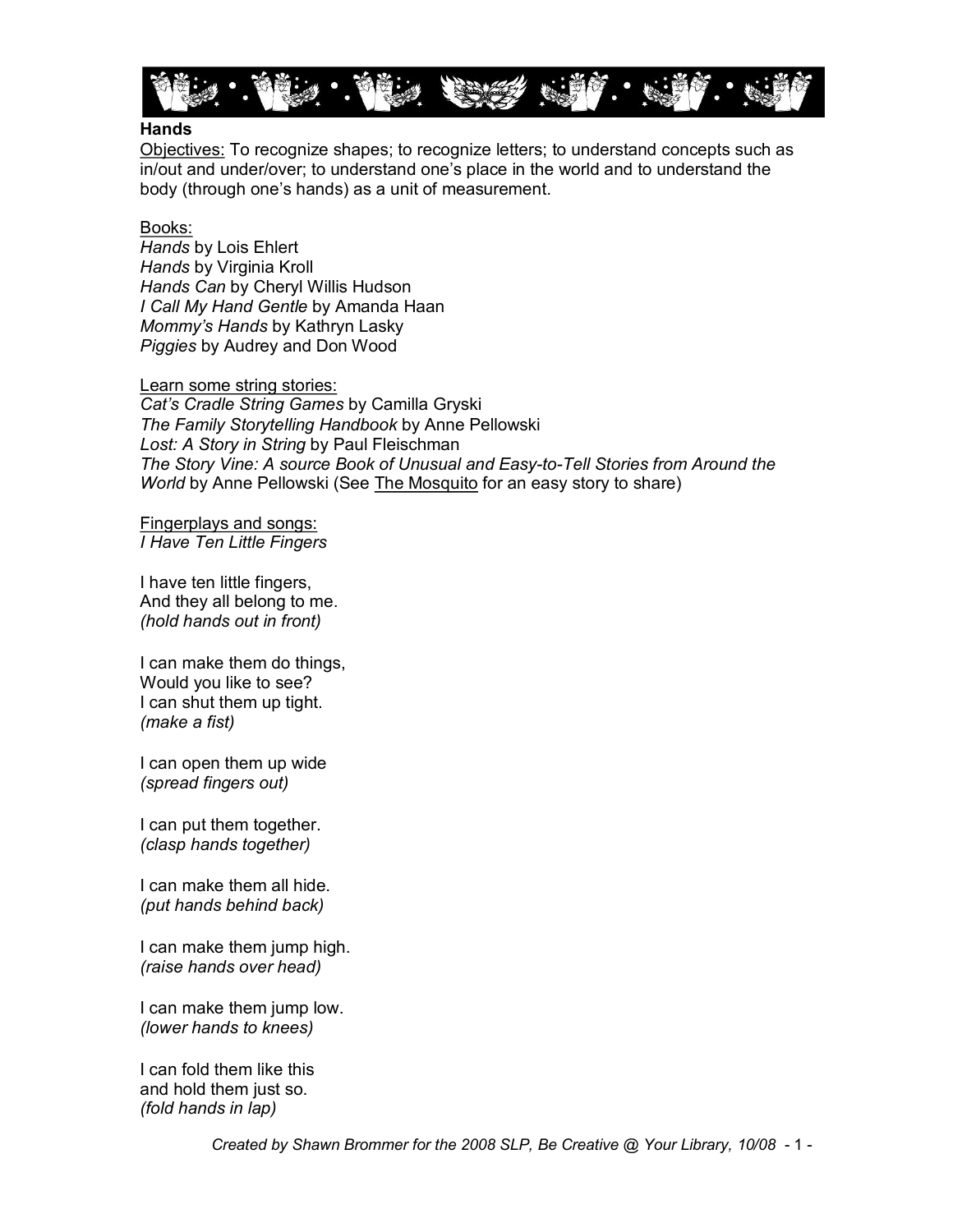## Hands

Objectives: To recognize shapes; to recognize letters; to understand concepts such as in/out and under/over; to understand one's place in the world and to understand the body (through one's hands) as a unit of measurement.

Books:

*Hands* by Lois Ehlert
*Hands* by Virginia Kroll
*Hands Can* by Cheryl Willis Hudson
*I Call My Hand Gentle* by Amanda Haan
*Mommy's Hands* by Kathryn Lasky
*Piggies* by Audrey and Don Wood

Learn some string stories:

*Cat's Cradle String Games* by Camilla Gryski
*The Family Storytelling Handbook* by Anne Pellowski
*Lost: A Story in String* by Paul Fleischman
*The Story Vine: A source Book of Unusual and Easy-to-Tell Stories from Around the World* by Anne Pellowski (See The Mosquito for an easy story to share)

Fingerplays and songs:

*I Have Ten Little Fingers*

I have ten little fingers,
And they all belong to me.
*(hold hands out in front)*

I can make them do things,
Would you like to see?
I can shut them up tight.
*(make a fist)*

I can open them up wide
*(spread fingers out)*

I can put them together.
*(clasp hands together)*

I can make them all hide.
*(put hands behind back)*

I can make them jump high.
*(raise hands over head)*

I can make them jump low.
*(lower hands to knees)*

I can fold them like this
and hold them just so.
*(fold hands in lap)*

*Created by Shawn Brommer for the 2008 SLP, Be Creative @ Your Library, 10/08*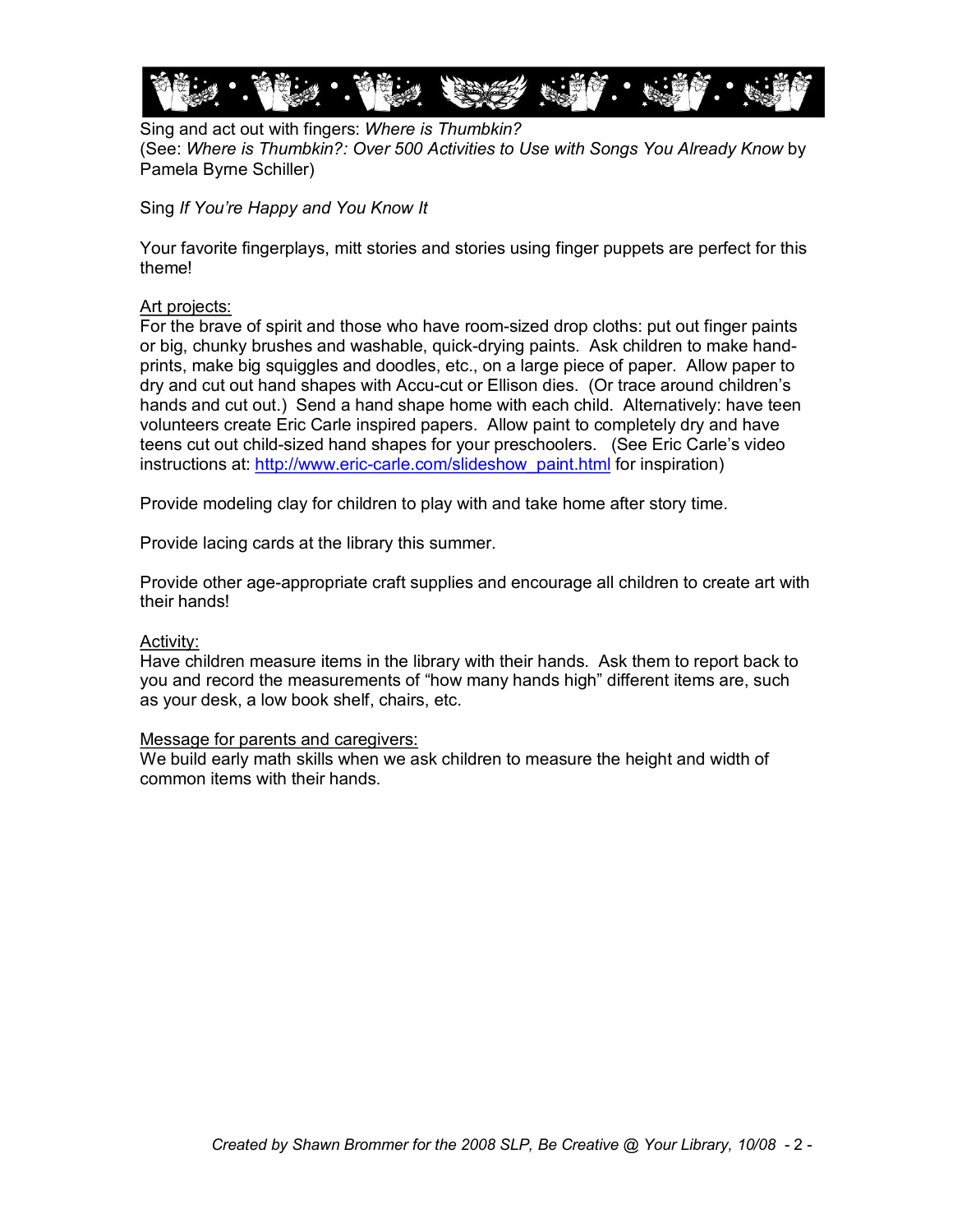Sing and act out with fingers: *Where is Thumbkin?*
(See: *Where is Thumbkin?: Over 500 Activities to Use with Songs You Already Know* by Pamela Byrne Schiller)

Sing *If You're Happy and You Know It*

Your favorite fingerplays, mitt stories and stories using finger puppets are perfect for this theme!

<u>Art projects:</u>
For the brave of spirit and those who have room-sized drop cloths: put out finger paints or big, chunky brushes and washable, quick-drying paints. Ask children to make hand-prints, make big squiggles and doodles, etc., on a large piece of paper. Allow paper to dry and cut out hand shapes with Accu-cut or Ellison dies. (Or trace around children's hands and cut out.) Send a hand shape home with each child. Alternatively: have teen volunteers create Eric Carle inspired papers. Allow paint to completely dry and have teens cut out child-sized hand shapes for your preschoolers. (See Eric Carle's video instructions at: http://www.eric-carle.com/slideshow_paint.html for inspiration)

Provide modeling clay for children to play with and take home after story time.

Provide lacing cards at the library this summer.

Provide other age-appropriate craft supplies and encourage all children to create art with their hands!

<u>Activity:</u>
Have children measure items in the library with their hands. Ask them to report back to you and record the measurements of "how many hands high" different items are, such as your desk, a low book shelf, chairs, etc.

<u>Message for parents and caregivers:</u>
We build early math skills when we ask children to measure the height and width of common items with their hands.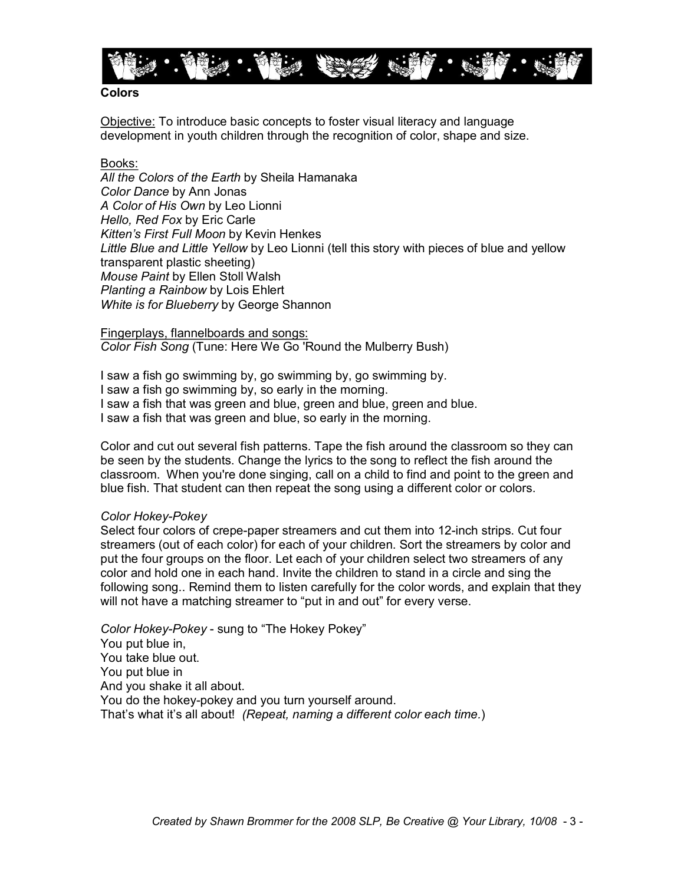**Colors**

Objective: To introduce basic concepts to foster visual literacy and language development in youth children through the recognition of color, shape and size.

Books:

*All the Colors of the Earth* by Sheila Hamanaka
*Color Dance* by Ann Jonas
*A Color of His Own* by Leo Lionni
*Hello, Red Fox* by Eric Carle
*Kitten's First Full Moon* by Kevin Henkes
*Little Blue and Little Yellow* by Leo Lionni (tell this story with pieces of blue and yellow transparent plastic sheeting)
*Mouse Paint* by Ellen Stoll Walsh
*Planting a Rainbow* by Lois Ehlert
*White is for Blueberry* by George Shannon

Fingerplays, flannelboards and songs:

*Color Fish Song* (Tune: Here We Go 'Round the Mulberry Bush)

I saw a fish go swimming by, go swimming by, go swimming by.
I saw a fish go swimming by, so early in the morning.
I saw a fish that was green and blue, green and blue, green and blue.
I saw a fish that was green and blue, so early in the morning.

Color and cut out several fish patterns. Tape the fish around the classroom so they can be seen by the students. Change the lyrics to the song to reflect the fish around the classroom. When you're done singing, call on a child to find and point to the green and blue fish. That student can then repeat the song using a different color or colors.

*Color Hokey-Pokey*

Select four colors of crepe-paper streamers and cut them into 12-inch strips. Cut four streamers (out of each color) for each of your children. Sort the streamers by color and put the four groups on the floor. Let each of your children select two streamers of any color and hold one in each hand. Invite the children to stand in a circle and sing the following song.. Remind them to listen carefully for the color words, and explain that they will not have a matching streamer to "put in and out" for every verse.

*Color Hokey-Pokey* - sung to "The Hokey Pokey"
You put blue in,
You take blue out.
You put blue in
And you shake it all about.
You do the hokey-pokey and you turn yourself around.
That's what it's all about! *(Repeat, naming a different color each time.)*

*Created by Shawn Brommer for the 2008 SLP, Be Creative @ Your Library, 10/08*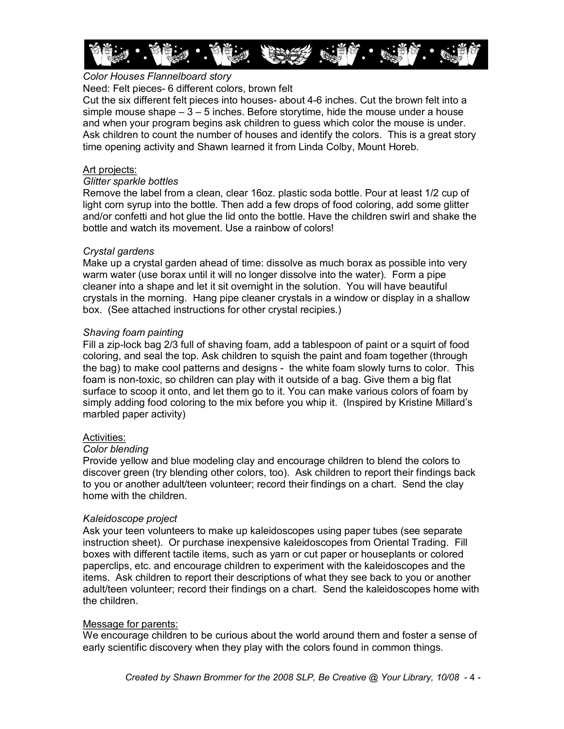*Color Houses Flannelboard story*

Need: Felt pieces- 6 different colors, brown felt

Cut the six different felt pieces into houses- about 4-6 inches. Cut the brown felt into a simple mouse shape – 3 – 5 inches. Before storytime, hide the mouse under a house and when your program begins ask children to guess which color the mouse is under. Ask children to count the number of houses and identify the colors. This is a great story time opening activity and Shawn learned it from Linda Colby, Mount Horeb.

<u>Art projects:</u>

*Glitter sparkle bottles*

Remove the label from a clean, clear 16oz. plastic soda bottle. Pour at least 1/2 cup of light corn syrup into the bottle. Then add a few drops of food coloring, add some glitter and/or confetti and hot glue the lid onto the bottle. Have the children swirl and shake the bottle and watch its movement. Use a rainbow of colors!

*Crystal gardens*

Make up a crystal garden ahead of time: dissolve as much borax as possible into very warm water (use borax until it will no longer dissolve into the water). Form a pipe cleaner into a shape and let it sit overnight in the solution. You will have beautiful crystals in the morning. Hang pipe cleaner crystals in a window or display in a shallow box. (See attached instructions for other crystal recipies.)

*Shaving foam painting*

Fill a zip-lock bag 2/3 full of shaving foam, add a tablespoon of paint or a squirt of food coloring, and seal the top. Ask children to squish the paint and foam together (through the bag) to make cool patterns and designs - the white foam slowly turns to color. This foam is non-toxic, so children can play with it outside of a bag. Give them a big flat surface to scoop it onto, and let them go to it. You can make various colors of foam by simply adding food coloring to the mix before you whip it. (Inspired by Kristine Millard's marbled paper activity)

<u>Activities:</u>

*Color blending*

Provide yellow and blue modeling clay and encourage children to blend the colors to discover green (try blending other colors, too). Ask children to report their findings back to you or another adult/teen volunteer; record their findings on a chart. Send the clay home with the children.

*Kaleidoscope project*

Ask your teen volunteers to make up kaleidoscopes using paper tubes (see separate instruction sheet). Or purchase inexpensive kaleidoscopes from Oriental Trading. Fill boxes with different tactile items, such as yarn or cut paper or houseplants or colored paperclips, etc. and encourage children to experiment with the kaleidoscopes and the items. Ask children to report their descriptions of what they see back to you or another adult/teen volunteer; record their findings on a chart. Send the kaleidoscopes home with the children.

<u>Message for parents:</u>

We encourage children to be curious about the world around them and foster a sense of early scientific discovery when they play with the colors found in common things.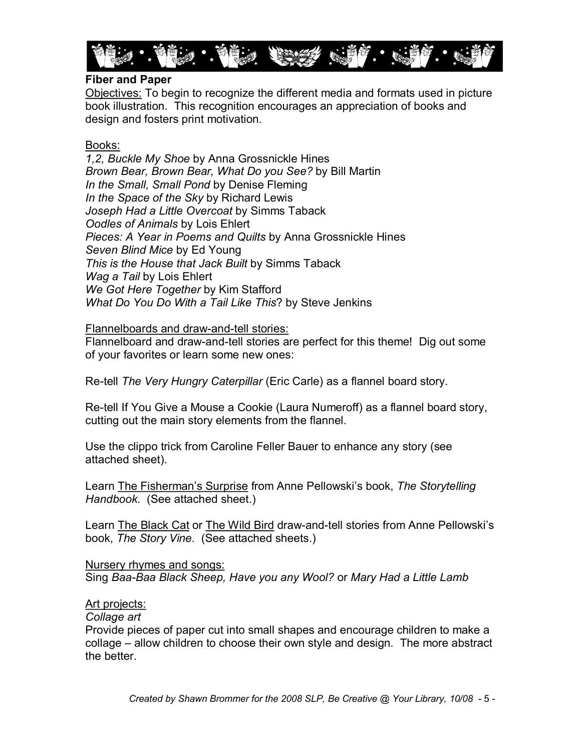**Fiber and Paper**

Objectives: To begin to recognize the different media and formats used in picture book illustration. This recognition encourages an appreciation of books and design and fosters print motivation.

Books:

*1,2, Buckle My Shoe* by Anna Grossnickle Hines
*Brown Bear, Brown Bear, What Do you See?* by Bill Martin
*In the Small, Small Pond* by Denise Fleming
*In the Space of the Sky* by Richard Lewis
*Joseph Had a Little Overcoat* by Simms Taback
*Oodles of Animals* by Lois Ehlert
*Pieces: A Year in Poems and Quilts* by Anna Grossnickle Hines
*Seven Blind Mice* by Ed Young
*This is the House that Jack Built* by Simms Taback
*Wag a Tail* by Lois Ehlert
*We Got Here Together* by Kim Stafford
*What Do You Do With a Tail Like This*? by Steve Jenkins

Flannelboards and draw-and-tell stories:

Flannelboard and draw-and-tell stories are perfect for this theme! Dig out some of your favorites or learn some new ones:

Re-tell *The Very Hungry Caterpillar* (Eric Carle) as a flannel board story.

Re-tell If You Give a Mouse a Cookie (Laura Numeroff) as a flannel board story, cutting out the main story elements from the flannel.

Use the clippo trick from Caroline Feller Bauer to enhance any story (see attached sheet).

Learn The Fisherman's Surprise from Anne Pellowski's book, *The Storytelling Handbook.* (See attached sheet.)

Learn The Black Cat or The Wild Bird draw-and-tell stories from Anne Pellowski's book, *The Story Vine*. (See attached sheets.)

Nursery rhymes and songs:

Sing *Baa-Baa Black Sheep, Have you any Wool?* or *Mary Had a Little Lamb*

Art projects:

*Collage art*

Provide pieces of paper cut into small shapes and encourage children to make a collage – allow children to choose their own style and design. The more abstract the better.

*Created by Shawn Brommer for the 2008 SLP, Be Creative @ Your Library, 10/08*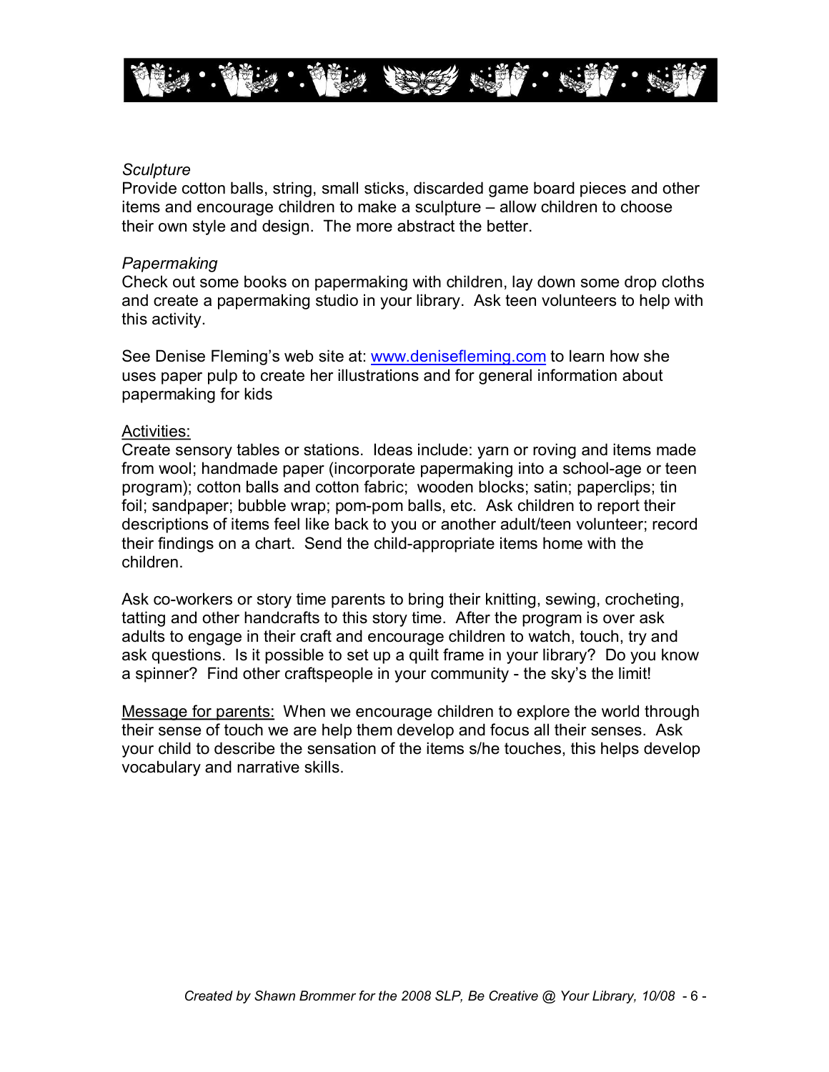*Sculpture*

Provide cotton balls, string, small sticks, discarded game board pieces and other items and encourage children to make a sculpture – allow children to choose their own style and design. The more abstract the better.

*Papermaking*

Check out some books on papermaking with children, lay down some drop cloths and create a papermaking studio in your library. Ask teen volunteers to help with this activity.

See Denise Fleming's web site at: www.denisefleming.com to learn how she uses paper pulp to create her illustrations and for general information about papermaking for kids

Activities:

Create sensory tables or stations. Ideas include: yarn or roving and items made from wool; handmade paper (incorporate papermaking into a school-age or teen program); cotton balls and cotton fabric; wooden blocks; satin; paperclips; tin foil; sandpaper; bubble wrap; pom-pom balls, etc. Ask children to report their descriptions of items feel like back to you or another adult/teen volunteer; record their findings on a chart. Send the child-appropriate items home with the children.

Ask co-workers or story time parents to bring their knitting, sewing, crocheting, tatting and other handcrafts to this story time. After the program is over ask adults to engage in their craft and encourage children to watch, touch, try and ask questions. Is it possible to set up a quilt frame in your library? Do you know a spinner? Find other craftspeople in your community - the sky's the limit!

Message for parents: When we encourage children to explore the world through their sense of touch we are help them develop and focus all their senses. Ask your child to describe the sensation of the items s/he touches, this helps develop vocabulary and narrative skills.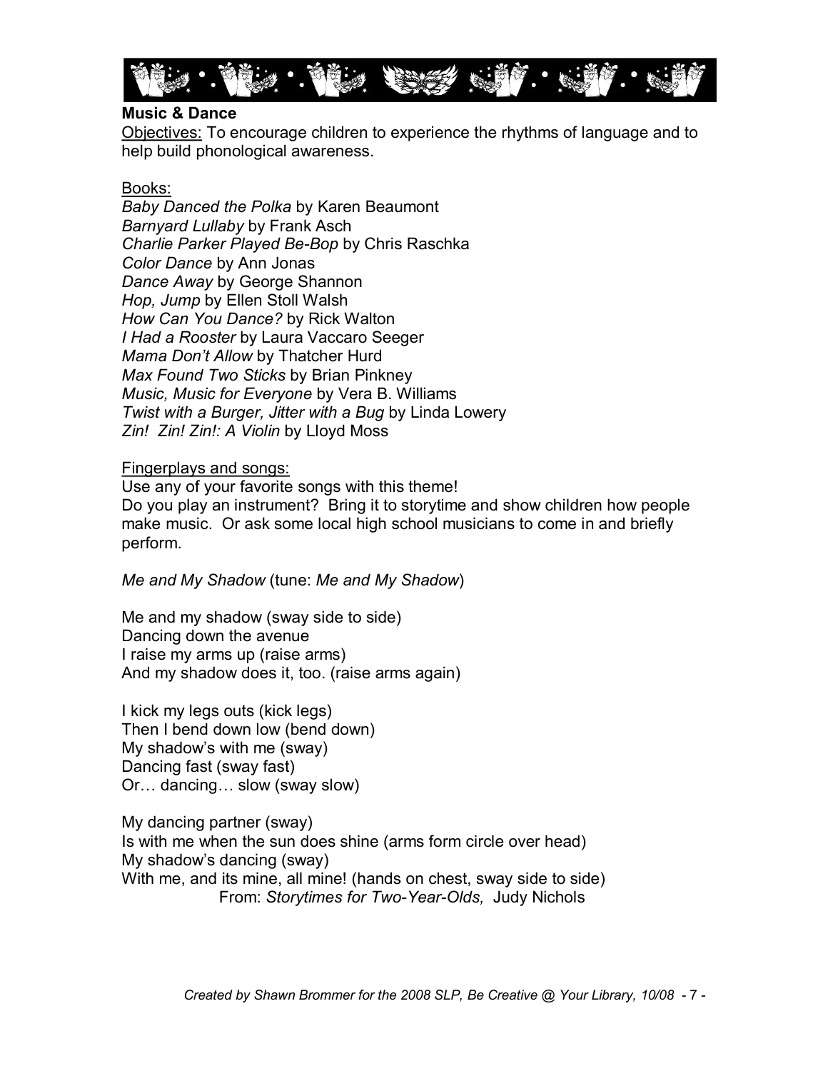**Music & Dance**

Objectives: To encourage children to experience the rhythms of language and to help build phonological awareness.

Books:

*Baby Danced the Polka* by Karen Beaumont
*Barnyard Lullaby* by Frank Asch
*Charlie Parker Played Be-Bop* by Chris Raschka
*Color Dance* by Ann Jonas
*Dance Away* by George Shannon
*Hop, Jump* by Ellen Stoll Walsh
*How Can You Dance?* by Rick Walton
*I Had a Rooster* by Laura Vaccaro Seeger
*Mama Don't Allow* by Thatcher Hurd
*Max Found Two Sticks* by Brian Pinkney
*Music, Music for Everyone* by Vera B. Williams
*Twist with a Burger, Jitter with a Bug* by Linda Lowery
*Zin! Zin! Zin!: A Violin* by Lloyd Moss

Fingerplays and songs:

Use any of your favorite songs with this theme!
Do you play an instrument? Bring it to storytime and show children how people make music. Or ask some local high school musicians to come in and briefly perform.

*Me and My Shadow* (tune: *Me and My Shadow*)

Me and my shadow (sway side to side)
Dancing down the avenue
I raise my arms up (raise arms)
And my shadow does it, too. (raise arms again)

I kick my legs outs (kick legs)
Then I bend down low (bend down)
My shadow's with me (sway)
Dancing fast (sway fast)
Or… dancing… slow (sway slow)

My dancing partner (sway)
Is with me when the sun does shine (arms form circle over head)
My shadow's dancing (sway)
With me, and its mine, all mine! (hands on chest, sway side to side)
From: *Storytimes for Two-Year-Olds,* Judy Nichols

*Created by Shawn Brommer for the 2008 SLP, Be Creative @ Your Library, 10/08*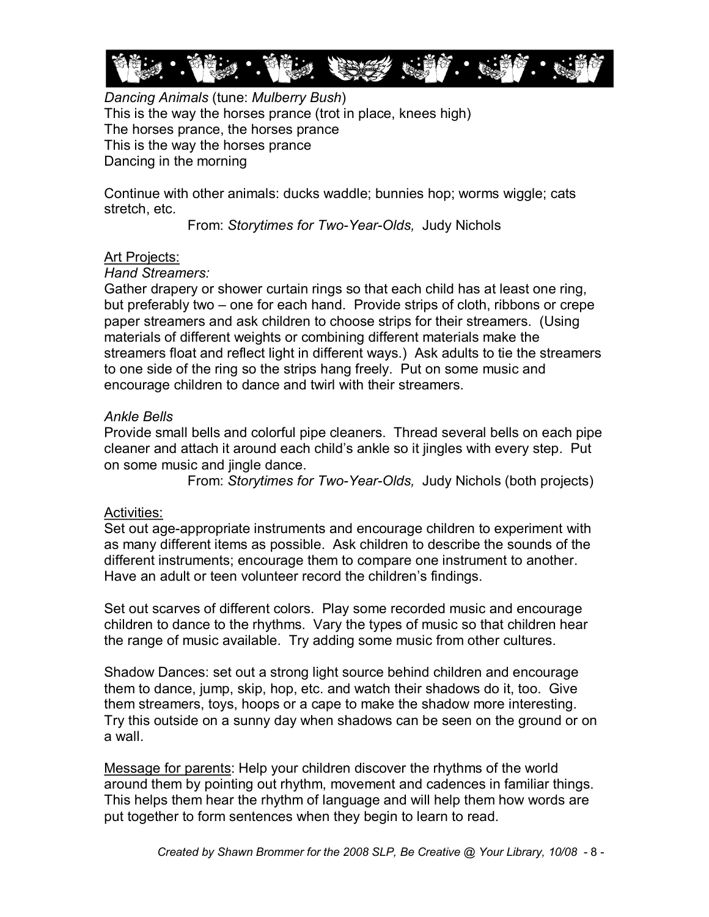*Dancing Animals* (tune: *Mulberry Bush*)
This is the way the horses prance (trot in place, knees high)
The horses prance, the horses prance
This is the way the horses prance
Dancing in the morning

Continue with other animals: ducks waddle; bunnies hop; worms wiggle; cats stretch, etc.

From: *Storytimes for Two-Year-Olds,* Judy Nichols

<u>Art Projects:</u>

*Hand Streamers:*
Gather drapery or shower curtain rings so that each child has at least one ring, but preferably two – one for each hand. Provide strips of cloth, ribbons or crepe paper streamers and ask children to choose strips for their streamers. (Using materials of different weights or combining different materials make the streamers float and reflect light in different ways.) Ask adults to tie the streamers to one side of the ring so the strips hang freely. Put on some music and encourage children to dance and twirl with their streamers.

*Ankle Bells*
Provide small bells and colorful pipe cleaners. Thread several bells on each pipe cleaner and attach it around each child's ankle so it jingles with every step. Put on some music and jingle dance.

From: *Storytimes for Two-Year-Olds,* Judy Nichols (both projects)

<u>Activities:</u>

Set out age-appropriate instruments and encourage children to experiment with as many different items as possible. Ask children to describe the sounds of the different instruments; encourage them to compare one instrument to another. Have an adult or teen volunteer record the children's findings.

Set out scarves of different colors. Play some recorded music and encourage children to dance to the rhythms. Vary the types of music so that children hear the range of music available. Try adding some music from other cultures.

Shadow Dances: set out a strong light source behind children and encourage them to dance, jump, skip, hop, etc. and watch their shadows do it, too. Give them streamers, toys, hoops or a cape to make the shadow more interesting. Try this outside on a sunny day when shadows can be seen on the ground or on a wall.

<u>Message for parents</u>: Help your children discover the rhythms of the world around them by pointing out rhythm, movement and cadences in familiar things. This helps them hear the rhythm of language and will help them how words are put together to form sentences when they begin to learn to read.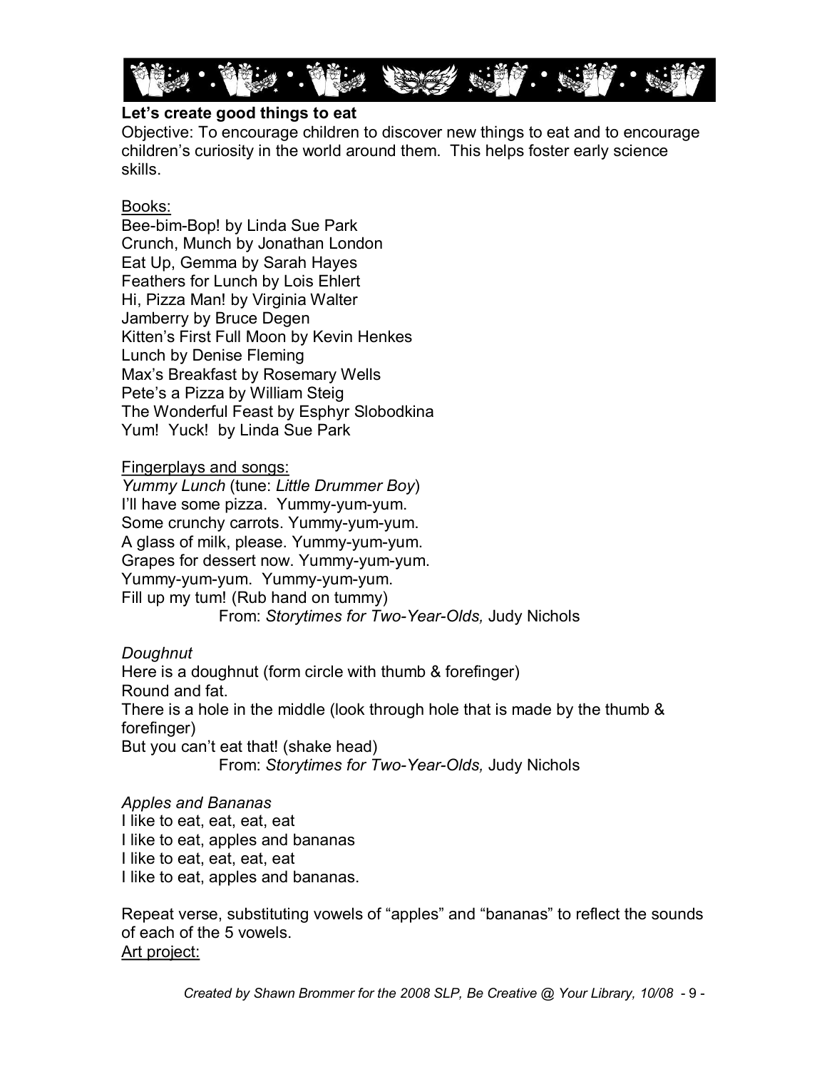**Let's create good things to eat**

Objective: To encourage children to discover new things to eat and to encourage children's curiosity in the world around them. This helps foster early science skills.

Books:

Bee-bim-Bop! by Linda Sue Park
Crunch, Munch by Jonathan London
Eat Up, Gemma by Sarah Hayes
Feathers for Lunch by Lois Ehlert
Hi, Pizza Man! by Virginia Walter
Jamberry by Bruce Degen
Kitten's First Full Moon by Kevin Henkes
Lunch by Denise Fleming
Max's Breakfast by Rosemary Wells
Pete's a Pizza by William Steig
The Wonderful Feast by Esphyr Slobodkina
Yum! Yuck! by Linda Sue Park

Fingerplays and songs:

*Yummy Lunch* (tune: *Little Drummer Boy*)
I'll have some pizza. Yummy-yum-yum.
Some crunchy carrots. Yummy-yum-yum.
A glass of milk, please. Yummy-yum-yum.
Grapes for dessert now. Yummy-yum-yum.
Yummy-yum-yum. Yummy-yum-yum.
Fill up my tum! (Rub hand on tummy)
From: *Storytimes for Two-Year-Olds,* Judy Nichols

*Doughnut*
Here is a doughnut (form circle with thumb & forefinger)
Round and fat.
There is a hole in the middle (look through hole that is made by the thumb & forefinger)
But you can't eat that! (shake head)
From: *Storytimes for Two-Year-Olds,* Judy Nichols

*Apples and Bananas*
I like to eat, eat, eat, eat
I like to eat, apples and bananas
I like to eat, eat, eat, eat
I like to eat, apples and bananas.

Repeat verse, substituting vowels of "apples" and "bananas" to reflect the sounds of each of the 5 vowels.

Art project: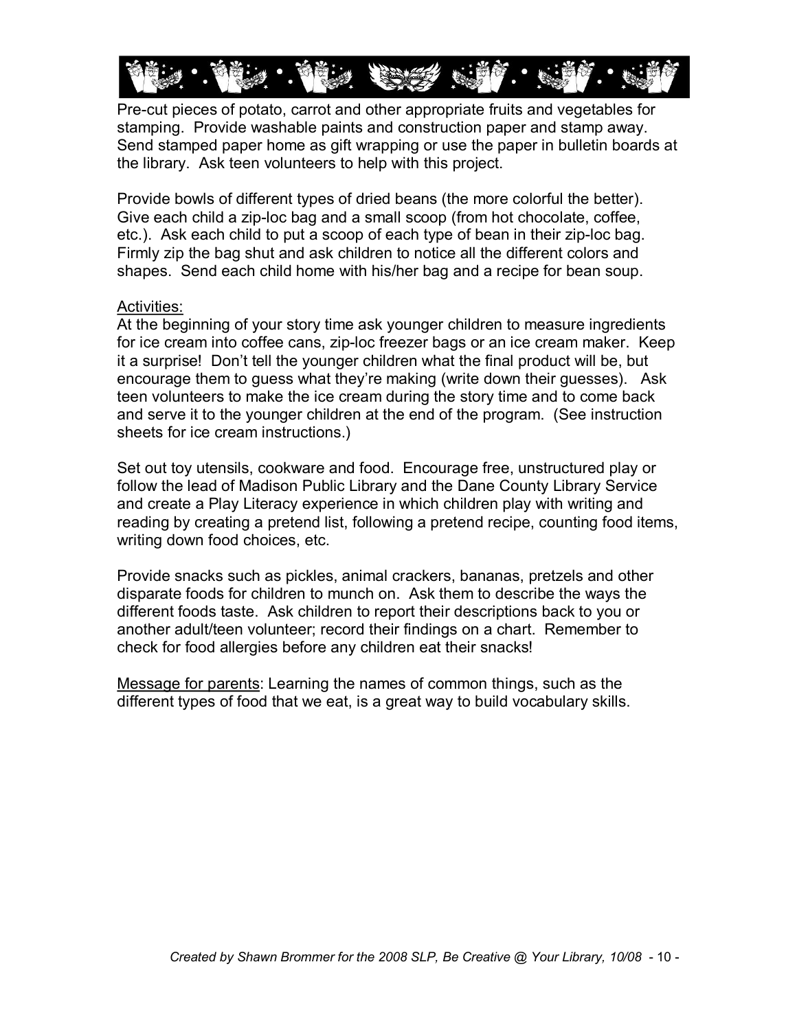Pre-cut pieces of potato, carrot and other appropriate fruits and vegetables for stamping. Provide washable paints and construction paper and stamp away. Send stamped paper home as gift wrapping or use the paper in bulletin boards at the library. Ask teen volunteers to help with this project.

Provide bowls of different types of dried beans (the more colorful the better). Give each child a zip-loc bag and a small scoop (from hot chocolate, coffee, etc.). Ask each child to put a scoop of each type of bean in their zip-loc bag. Firmly zip the bag shut and ask children to notice all the different colors and shapes. Send each child home with his/her bag and a recipe for bean soup.

Activities:
At the beginning of your story time ask younger children to measure ingredients for ice cream into coffee cans, zip-loc freezer bags or an ice cream maker. Keep it a surprise! Don't tell the younger children what the final product will be, but encourage them to guess what they're making (write down their guesses). Ask teen volunteers to make the ice cream during the story time and to come back and serve it to the younger children at the end of the program. (See instruction sheets for ice cream instructions.)

Set out toy utensils, cookware and food. Encourage free, unstructured play or follow the lead of Madison Public Library and the Dane County Library Service and create a Play Literacy experience in which children play with writing and reading by creating a pretend list, following a pretend recipe, counting food items, writing down food choices, etc.

Provide snacks such as pickles, animal crackers, bananas, pretzels and other disparate foods for children to munch on. Ask them to describe the ways the different foods taste. Ask children to report their descriptions back to you or another adult/teen volunteer; record their findings on a chart. Remember to check for food allergies before any children eat their snacks!

Message for parents: Learning the names of common things, such as the different types of food that we eat, is a great way to build vocabulary skills.